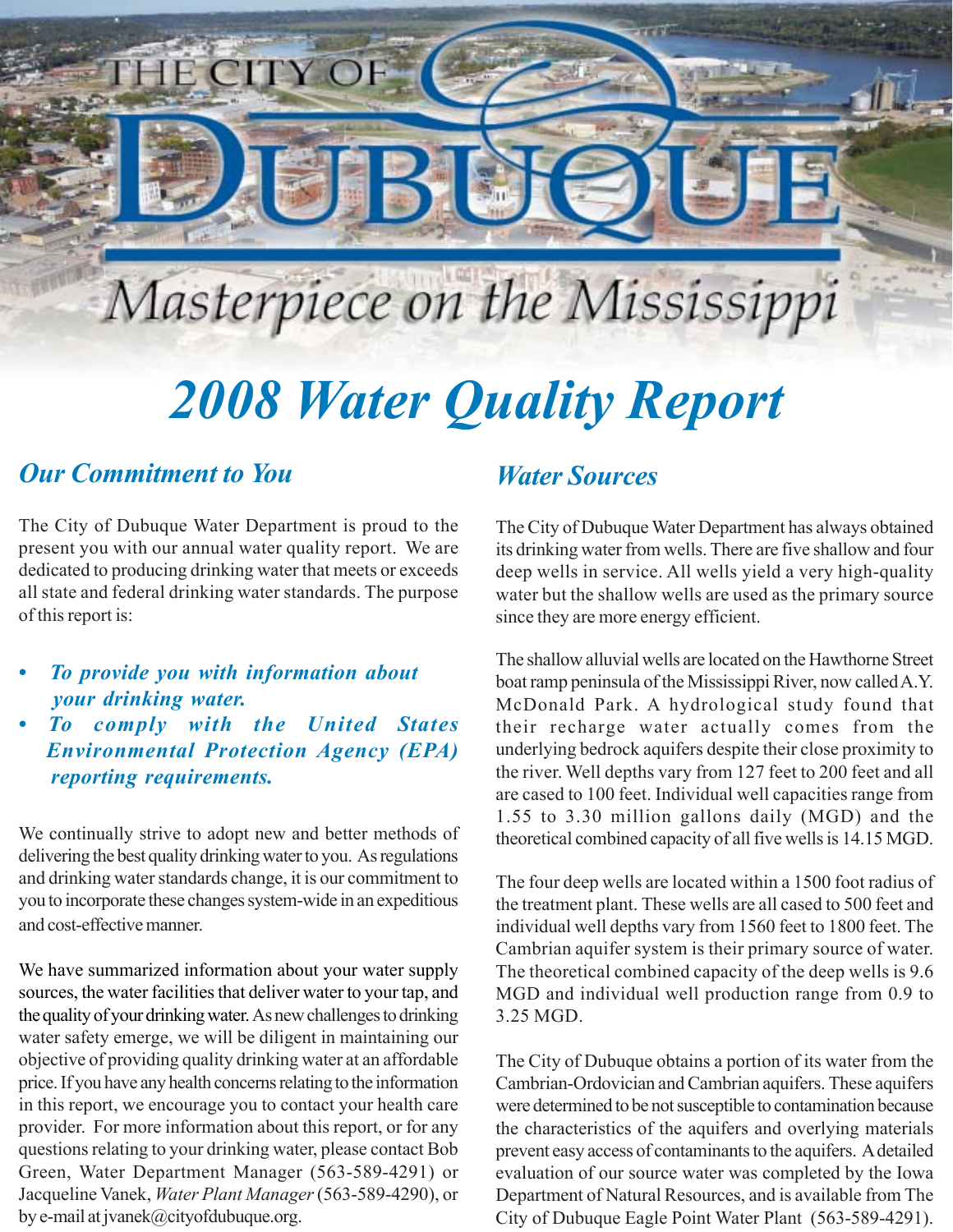THE CITY OF

# DUBUQUE

*Masterpiece on the Mississippi*

# *2008 Water Quality Report*

## *Our Commitment to You*

The City of Dubuque Water Department is proud to the present you with our annual water quality report. We are dedicated to producing drinking water that meets or exceeds all state and federal drinking water standards. The purpose of this report is:

- ***To provide you with information about your drinking water.***
- ***To comply with the United States Environmental Protection Agency (EPA) reporting requirements.***

We continually strive to adopt new and better methods of delivering the best quality drinking water to you. As regulations and drinking water standards change, it is our commitment to you to incorporate these changes system-wide in an expeditious and cost-effective manner.

We have summarized information about your water supply sources, the water facilities that deliver water to your tap, and the quality of your drinking water. As new challenges to drinking water safety emerge, we will be diligent in maintaining our objective of providing quality drinking water at an affordable price. If you have any health concerns relating to the information in this report, we encourage you to contact your health care provider. For more information about this report, or for any questions relating to your drinking water, please contact Bob Green, Water Department Manager (563-589-4291) or Jacqueline Vanek, *Water Plant Manager* (563-589-4290), or by e-mail at jvanek@cityofdubuque.org.

## *Water Sources*

The City of Dubuque Water Department has always obtained its drinking water from wells. There are five shallow and four deep wells in service. All wells yield a very high-quality water but the shallow wells are used as the primary source since they are more energy efficient.

The shallow alluvial wells are located on the Hawthorne Street boat ramp peninsula of the Mississippi River, now called A.Y. McDonald Park. A hydrological study found that their recharge water actually comes from the underlying bedrock aquifers despite their close proximity to the river. Well depths vary from 127 feet to 200 feet and all are cased to 100 feet. Individual well capacities range from 1.55 to 3.30 million gallons daily (MGD) and the theoretical combined capacity of all five wells is 14.15 MGD.

The four deep wells are located within a 1500 foot radius of the treatment plant. These wells are all cased to 500 feet and individual well depths vary from 1560 feet to 1800 feet. The Cambrian aquifer system is their primary source of water. The theoretical combined capacity of the deep wells is 9.6 MGD and individual well production range from 0.9 to 3.25 MGD.

The City of Dubuque obtains a portion of its water from the Cambrian-Ordovician and Cambrian aquifers. These aquifers were determined to be not susceptible to contamination because the characteristics of the aquifers and overlying materials prevent easy access of contaminants to the aquifers. A detailed evaluation of our source water was completed by the Iowa Department of Natural Resources, and is available from The City of Dubuque Eagle Point Water Plant (563-589-4291).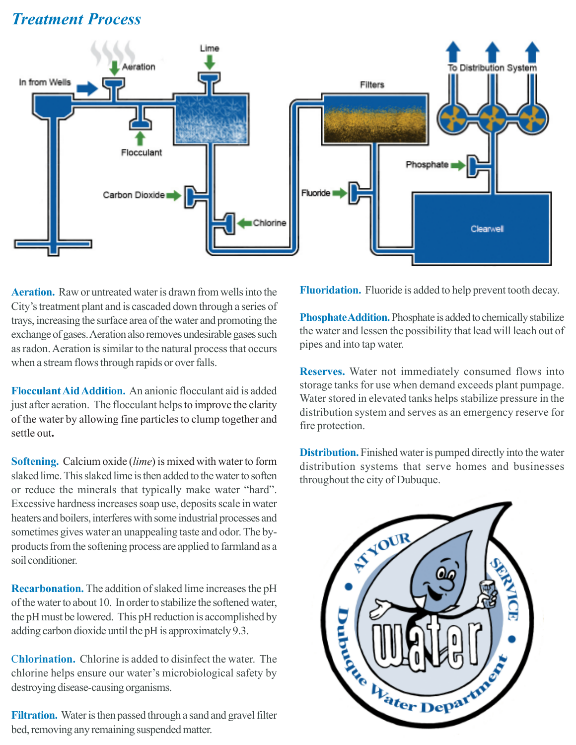## Treatment Process

**Aeration.** Raw or untreated water is drawn from wells into the City's treatment plant and is cascaded down through a series of trays, increasing the surface area of the water and promoting the exchange of gases. Aeration also removes undesirable gases such as radon. Aeration is similar to the natural process that occurs when a stream flows through rapids or over falls.

**Flocculant Aid Addition.** An anionic flocculant aid is added just after aeration. The flocculant helps to improve the clarity of the water by allowing fine particles to clump together and settle out.

**Softening.** Calcium oxide (*lime*) is mixed with water to form slaked lime. This slaked lime is then added to the water to soften or reduce the minerals that typically make water "hard". Excessive hardness increases soap use, deposits scale in water heaters and boilers, interferes with some industrial processes and sometimes gives water an unappealing taste and odor. The by-products from the softening process are applied to farmland as a soil conditioner.

**Recarbonation.** The addition of slaked lime increases the pH of the water to about 10. In order to stabilize the softened water, the pH must be lowered. This pH reduction is accomplished by adding carbon dioxide until the pH is approximately 9.3.

**Chlorination.** Chlorine is added to disinfect the water. The chlorine helps ensure our water's microbiological safety by destroying disease-causing organisms.

**Filtration.** Water is then passed through a sand and gravel filter bed, removing any remaining suspended matter.

**Fluoridation.** Fluoride is added to help prevent tooth decay.

**Phosphate Addition.** Phosphate is added to chemically stabilize the water and lessen the possibility that lead will leach out of pipes and into tap water.

**Reserves.** Water not immediately consumed flows into storage tanks for use when demand exceeds plant pumpage. Water stored in elevated tanks helps stabilize pressure in the distribution system and serves as an emergency reserve for fire protection.

**Distribution.** Finished water is pumped directly into the water distribution systems that serve homes and businesses throughout the city of Dubuque.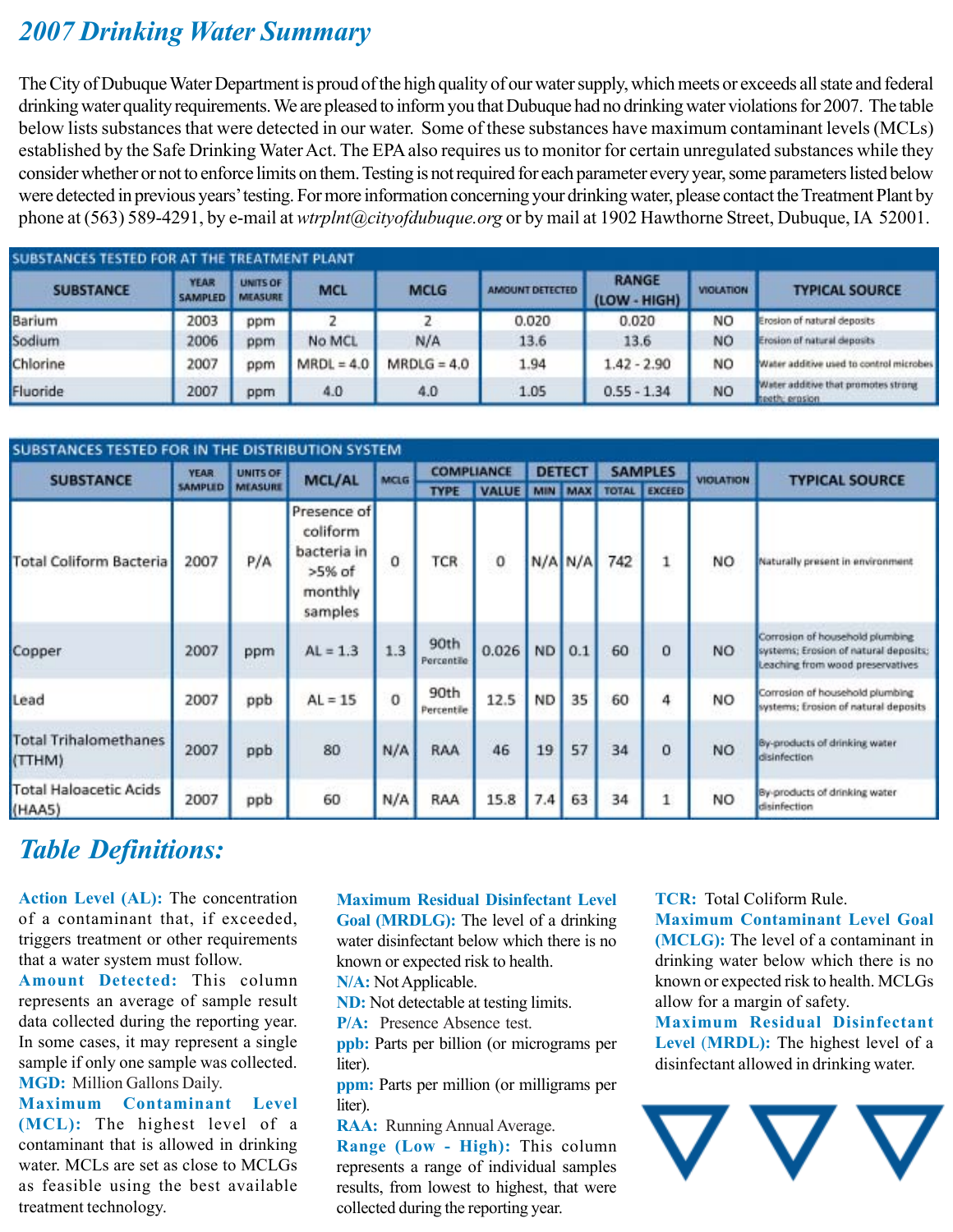# 2007 Drinking Water Summary

The City of Dubuque Water Department is proud of the high quality of our water supply, which meets or exceeds all state and federal drinking water quality requirements. We are pleased to inform you that Dubuque had no drinking water violations for 2007. The table below lists substances that were detected in our water. Some of these substances have maximum contaminant levels (MCLs) established by the Safe Drinking Water Act. The EPA also requires us to monitor for certain unregulated substances while they consider whether or not to enforce limits on them. Testing is not required for each parameter every year, some parameters listed below were detected in previous years' testing. For more information concerning your drinking water, please contact the Treatment Plant by phone at (563) 589-4291, by e-mail at *wtrplnt@cityofdubuque.org* or by mail at 1902 Hawthorne Street, Dubuque, IA 52001.

**SUBSTANCES TESTED FOR AT THE TREATMENT PLANT**

| SUBSTANCE | YEAR SAMPLED | UNITS OF MEASURE | MCL | MCLG | AMOUNT DETECTED | RANGE (LOW - HIGH) | VIOLATION | TYPICAL SOURCE |
|---|---|---|---|---|---|---|---|---|
| Barium | 2003 | ppm | 2 | 2 | 0.020 | 0.020 | NO | Erosion of natural deposits |
| Sodium | 2006 | ppm | No MCL | N/A | 13.6 | 13.6 | NO | Erosion of natural deposits |
| Chlorine | 2007 | ppm | MRDL = 4.0 | MRDLG = 4.0 | 1.94 | 1.42 - 2.90 | NO | Water additive used to control microbes |
| Fluoride | 2007 | ppm | 4.0 | 4.0 | 1.05 | 0.55 - 1.34 | NO | Water additive that promotes strong teeth; erosion |

**SUBSTANCES TESTED FOR IN THE DISTRIBUTION SYSTEM**

| SUBSTANCE | YEAR SAMPLED | UNITS OF MEASURE | MCL/AL | MCLG | COMPLIANCE | | DETECT | | SAMPLES | | VIOLATION | TYPICAL SOURCE |
|---|---|---|---|---|---|---|---|---|---|---|---|---|
| | | | | | TYPE | VALUE | MIN | MAX | TOTAL | EXCEED | | |
| Total Coliform Bacteria | 2007 | P/A | Presence of coliform bacteria in >5% of monthly samples | 0 | TCR | 0 | N/A | N/A | 742 | 1 | NO | Naturally present in environment |
| Copper | 2007 | ppm | AL = 1.3 | 1.3 | 90th Percentile | 0.026 | ND | 0.1 | 60 | 0 | NO | Corrosion of household plumbing systems; Erosion of natural deposits; Leaching from wood preservatives |
| Lead | 2007 | ppb | AL = 15 | 0 | 90th Percentile | 12.5 | ND | 35 | 60 | 4 | NO | Corrosion of household plumbing systems; Erosion of natural deposits |
| Total Trihalomethanes (TTHM) | 2007 | ppb | 80 | N/A | RAA | 46 | 19 | 57 | 34 | 0 | NO | By-products of drinking water disinfection |
| Total Haloacetic Acids (HAA5) | 2007 | ppb | 60 | N/A | RAA | 15.8 | 7.4 | 63 | 34 | 1 | NO | By-products of drinking water disinfection |

## Table Definitions:

**Action Level (AL):** The concentration of a contaminant that, if exceeded, triggers treatment or other requirements that a water system must follow.

**Amount Detected:** This column represents an average of sample result data collected during the reporting year. In some cases, it may represent a single sample if only one sample was collected.

**MGD:** Million Gallons Daily.

**Maximum Contaminant Level (MCL):** The highest level of a contaminant that is allowed in drinking water. MCLs are set as close to MCLGs as feasible using the best available treatment technology.

**Maximum Residual Disinfectant Level Goal (MRDLG):** The level of a drinking water disinfectant below which there is no known or expected risk to health.

**N/A:** Not Applicable.

**ND:** Not detectable at testing limits.

**P/A:** Presence Absence test.

**ppb:** Parts per billion (or micrograms per liter).

**ppm:** Parts per million (or milligrams per liter).

**RAA:** Running Annual Average.

**Range (Low - High):** This column represents a range of individual samples results, from lowest to highest, that were collected during the reporting year.

**TCR:** Total Coliform Rule.

**Maximum Contaminant Level Goal (MCLG):** The level of a contaminant in drinking water below which there is no known or expected risk to health. MCLGs allow for a margin of safety.

**Maximum Residual Disinfectant Level (MRDL):** The highest level of a disinfectant allowed in drinking water.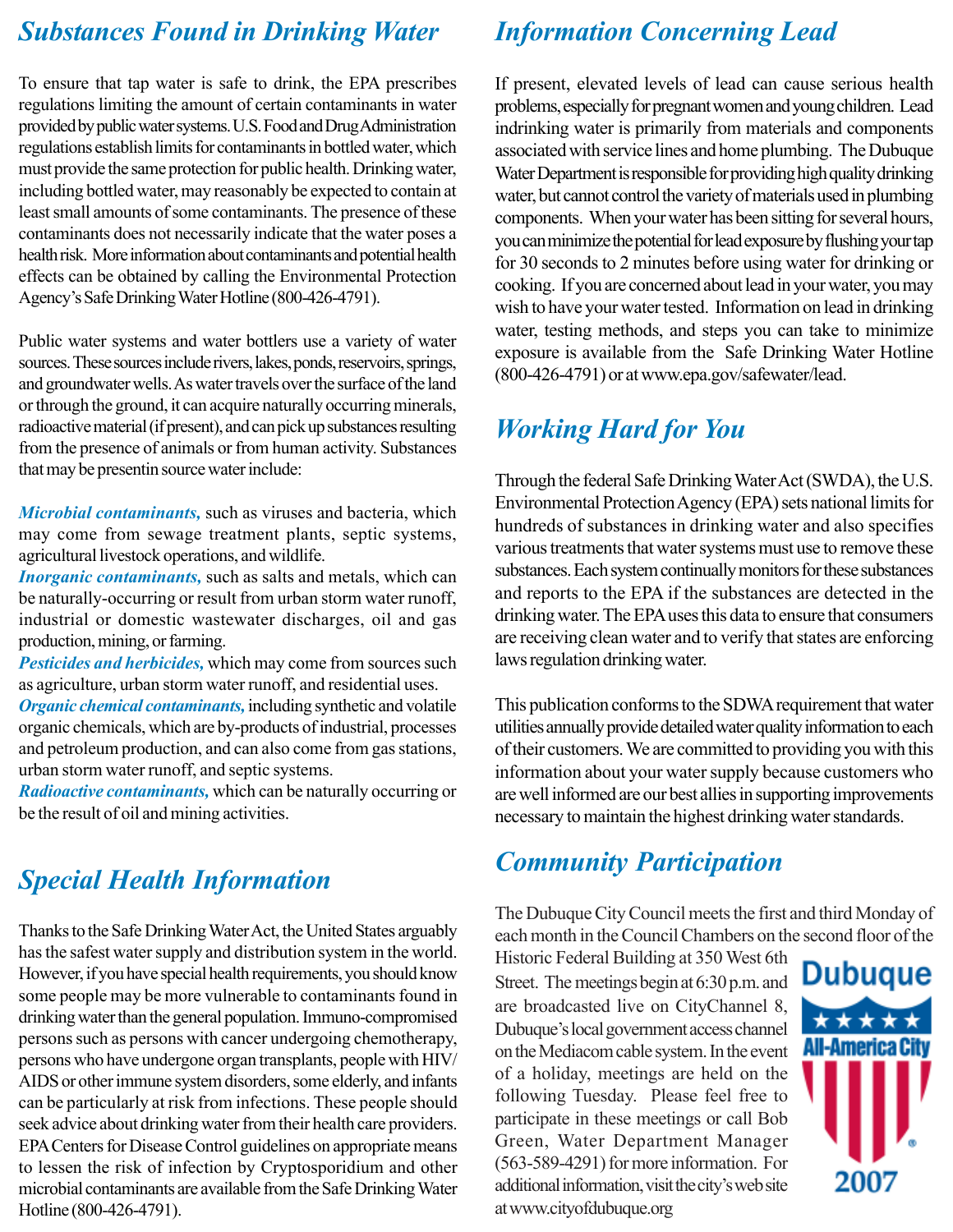## *Substances Found in Drinking Water*

To ensure that tap water is safe to drink, the EPA prescribes regulations limiting the amount of certain contaminants in water provided by public water systems. U.S. Food and Drug Administration regulations establish limits for contaminants in bottled water, which must provide the same protection for public health. Drinking water, including bottled water, may reasonably be expected to contain at least small amounts of some contaminants. The presence of these contaminants does not necessarily indicate that the water poses a health risk. More information about contaminants and potential health effects can be obtained by calling the Environmental Protection Agency's Safe Drinking Water Hotline (800-426-4791).

Public water systems and water bottlers use a variety of water sources. These sources include rivers, lakes, ponds, reservoirs, springs, and groundwater wells. As water travels over the surface of the land or through the ground, it can acquire naturally occurring minerals, radioactive material (if present), and can pick up substances resulting from the presence of animals or from human activity. Substances that may be presentin source water include:

***Microbial contaminants,*** such as viruses and bacteria, which may come from sewage treatment plants, septic systems, agricultural livestock operations, and wildlife.
***Inorganic contaminants,*** such as salts and metals, which can be naturally-occurring or result from urban storm water runoff, industrial or domestic wastewater discharges, oil and gas production, mining, or farming.
***Pesticides and herbicides,*** which may come from sources such as agriculture, urban storm water runoff, and residential uses.
***Organic chemical contaminants,*** including synthetic and volatile organic chemicals, which are by-products of industrial, processes and petroleum production, and can also come from gas stations, urban storm water runoff, and septic systems.
***Radioactive contaminants,*** which can be naturally occurring or be the result of oil and mining activities.

## *Special Health Information*

Thanks to the Safe Drinking Water Act, the United States arguably has the safest water supply and distribution system in the world. However, if you have special health requirements, you should know some people may be more vulnerable to contaminants found in drinking water than the general population. Immuno-compromised persons such as persons with cancer undergoing chemotherapy, persons who have undergone organ transplants, people with HIV/AIDS or other immune system disorders, some elderly, and infants can be particularly at risk from infections. These people should seek advice about drinking water from their health care providers. EPA Centers for Disease Control guidelines on appropriate means to lessen the risk of infection by Cryptosporidium and other microbial contaminants are available from the Safe Drinking Water Hotline (800-426-4791).

## *Information Concerning Lead*

If present, elevated levels of lead can cause serious health problems, especially for pregnant women and young children. Lead indrinking water is primarily from materials and components associated with service lines and home plumbing. The Dubuque Water Department is responsible for providing high quality drinking water, but cannot control the variety of materials used in plumbing components. When your water has been sitting for several hours, you can minimize the potential for lead exposure by flushing your tap for 30 seconds to 2 minutes before using water for drinking or cooking. If you are concerned about lead in your water, you may wish to have your water tested. Information on lead in drinking water, testing methods, and steps you can take to minimize exposure is available from the Safe Drinking Water Hotline (800-426-4791) or at www.epa.gov/safewater/lead.

## *Working Hard for You*

Through the federal Safe Drinking Water Act (SWDA), the U.S. Environmental Protection Agency (EPA) sets national limits for hundreds of substances in drinking water and also specifies various treatments that water systems must use to remove these substances. Each system continually monitors for these substances and reports to the EPA if the substances are detected in the drinking water. The EPA uses this data to ensure that consumers are receiving clean water and to verify that states are enforcing laws regulation drinking water.

This publication conforms to the SDWA requirement that water utilities annually provide detailed water quality information to each of their customers. We are committed to providing you with this information about your water supply because customers who are well informed are our best allies in supporting improvements necessary to maintain the highest drinking water standards.

## *Community Participation*

The Dubuque City Council meets the first and third Monday of each month in the Council Chambers on the second floor of the Historic Federal Building at 350 West 6th Street. The meetings begin at 6:30 p.m. and are broadcasted live on CityChannel 8, Dubuque's local government access channel on the Mediacom cable system. In the event of a holiday, meetings are held on the following Tuesday. Please feel free to participate in these meetings or call Bob Green, Water Department Manager (563-589-4291) for more information. For additional information, visit the city's web site at www.cityofdubuque.org

Dubuque
All-America City
2007